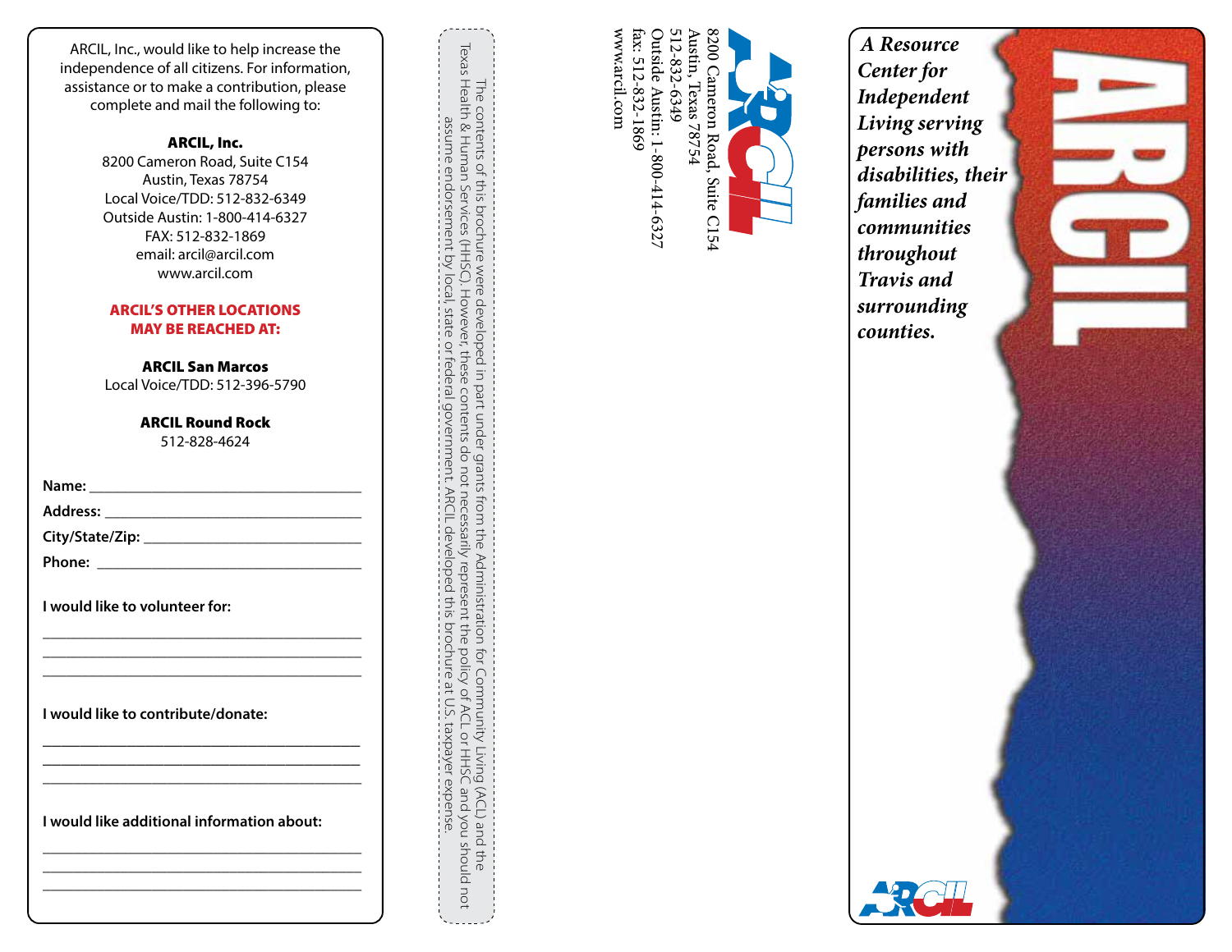ARCIL, Inc., would like to help increase the independence of all citizens. For information, assistance or to make a contribution, please complete and mail the following to:

**ARCIL, Inc.**
8200 Cameron Road, Suite C154
Austin, Texas 78754
Local Voice/TDD: 512-832-6349
Outside Austin: 1-800-414-6327
FAX: 512-832-1869
email: arcil@arcil.com
www.arcil.com

**ARCIL'S OTHER LOCATIONS MAY BE REACHED AT:**

**ARCIL San Marcos**
Local Voice/TDD: 512-396-5790

**ARCIL Round Rock**
512-828-4624

**Name:** ______________________________

**Address:** ______________________________

**City/State/Zip:** ______________________________

**Phone:** ______________________________

**I would like to volunteer for:**

______________________________

______________________________

______________________________

**I would like to contribute/donate:**

______________________________

______________________________

______________________________

**I would like additional information about:**

______________________________

______________________________

______________________________

The contents of this brochure were developed in part under grants from the Administration for Community Living (ACL) and the Texas Health & Human Services (HHSC). However, these contents do not necessarily represent the policy of ACL or HHSC and you should not assume endorsement by local, state or federal government. ARCIL developed this brochure at U.S. taxpayer expense.

ARCIL

8200 Cameron Road, Suite C154
Austin, Texas 78754
512-832-6349
Outside Austin: 1-800-414-6327
fax: 512-832-1869
www.arcil.com

# ARCIL

*A Resource Center for Independent Living serving persons with disabilities, their families and communities throughout Travis and surrounding counties.*

ARCIL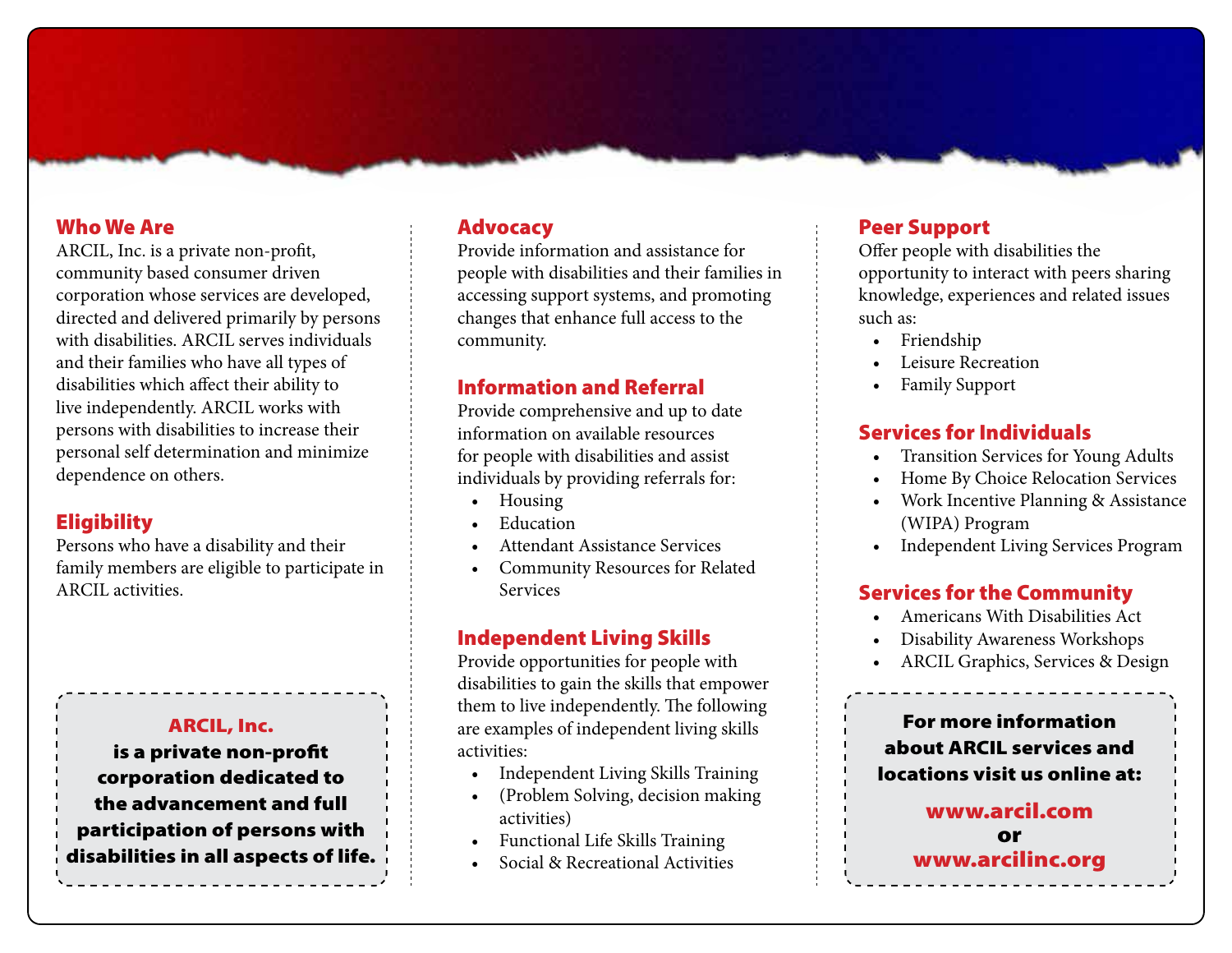## Who We Are

ARCIL, Inc. is a private non-profit, community based consumer driven corporation whose services are developed, directed and delivered primarily by persons with disabilities. ARCIL serves individuals and their families who have all types of disabilities which affect their ability to live independently. ARCIL works with persons with disabilities to increase their personal self determination and minimize dependence on others.

## Eligibility

Persons who have a disability and their family members are eligible to participate in ARCIL activities.

**ARCIL, Inc.**
**is a private non-profit corporation dedicated to the advancement and full participation of persons with disabilities in all aspects of life.**

## Advocacy

Provide information and assistance for people with disabilities and their families in accessing support systems, and promoting changes that enhance full access to the community.

## Information and Referral

Provide comprehensive and up to date information on available resources for people with disabilities and assist individuals by providing referrals for:

- Housing
- Education
- Attendant Assistance Services
- Community Resources for Related Services

## Independent Living Skills

Provide opportunities for people with disabilities to gain the skills that empower them to live independently. The following are examples of independent living skills activities:

- Independent Living Skills Training
- (Problem Solving, decision making activities)
- Functional Life Skills Training
- Social & Recreational Activities

## Peer Support

Offer people with disabilities the opportunity to interact with peers sharing knowledge, experiences and related issues such as:

- Friendship
- Leisure Recreation
- Family Support

## Services for Individuals

- Transition Services for Young Adults
- Home By Choice Relocation Services
- Work Incentive Planning & Assistance (WIPA) Program
- Independent Living Services Program

## Services for the Community

- Americans With Disabilities Act
- Disability Awareness Workshops
- ARCIL Graphics, Services & Design

**For more information about ARCIL services and locations visit us online at:**

**www.arcil.com**
**or**
**www.arcilinc.org**